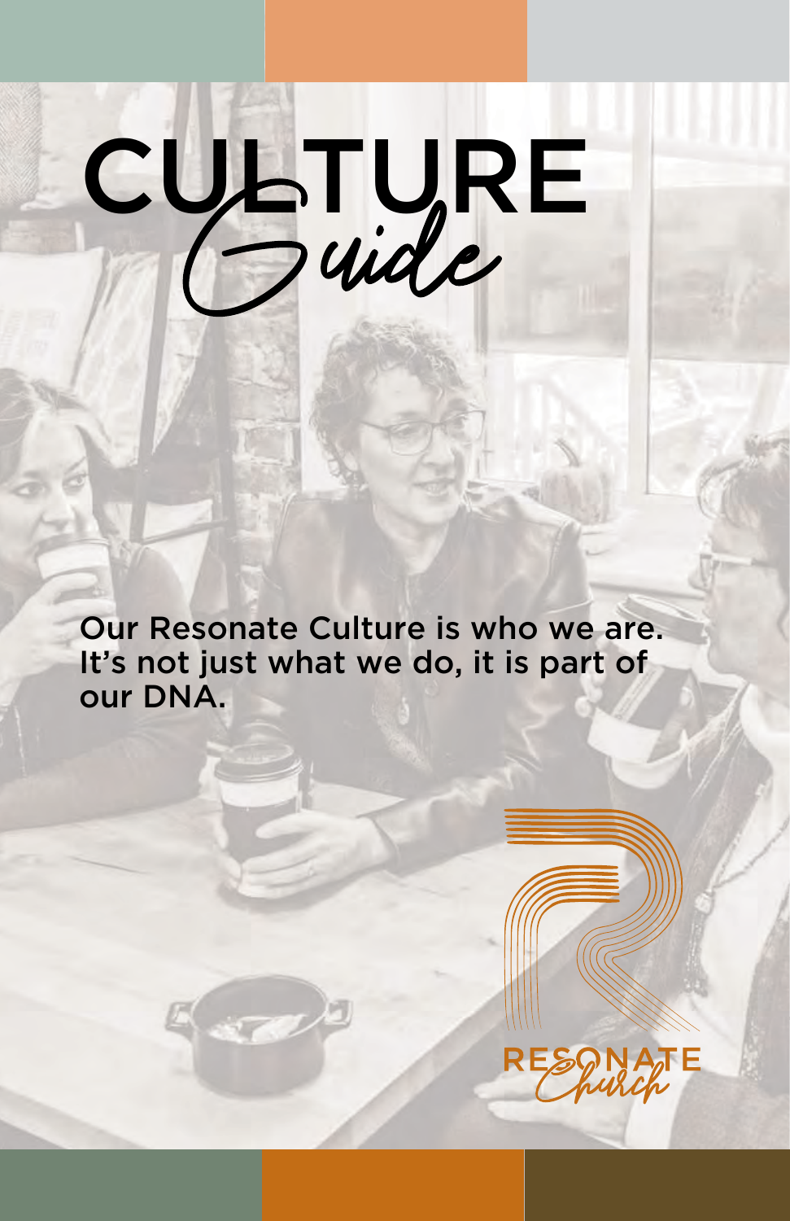# CULTURE *Guide*

Our Resonate Culture is who we are. It's not just what we do, it is part of our DNA.

RESONATE *Church*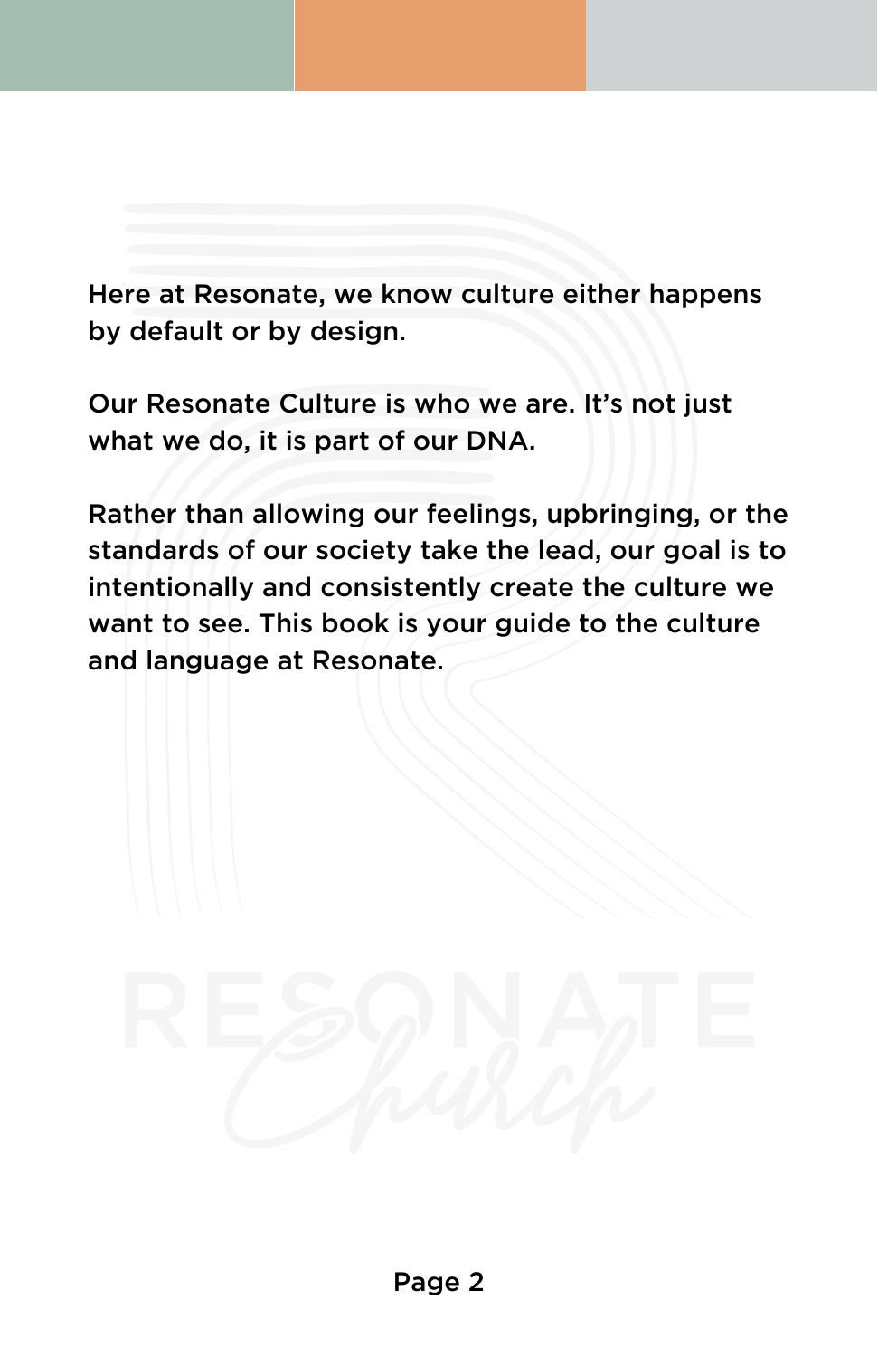Here at Resonate, we know culture either happens by default or by design.

Our Resonate Culture is who we are. It's not just what we do, it is part of our DNA.

Rather than allowing our feelings, upbringing, or the standards of our society take the lead, our goal is to intentionally and consistently create the culture we want to see. This book is your guide to the culture and language at Resonate.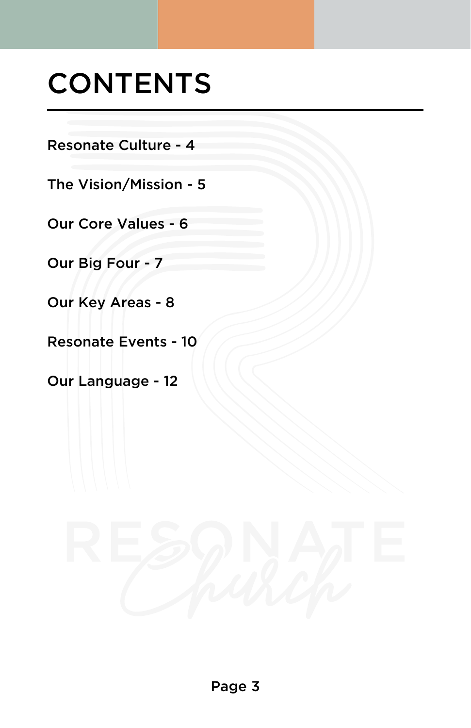# CONTENTS

Resonate Culture - 4

The Vision/Mission - 5

Our Core Values - 6

Our Big Four - 7

Our Key Areas - 8

Resonate Events - 10

Our Language - 12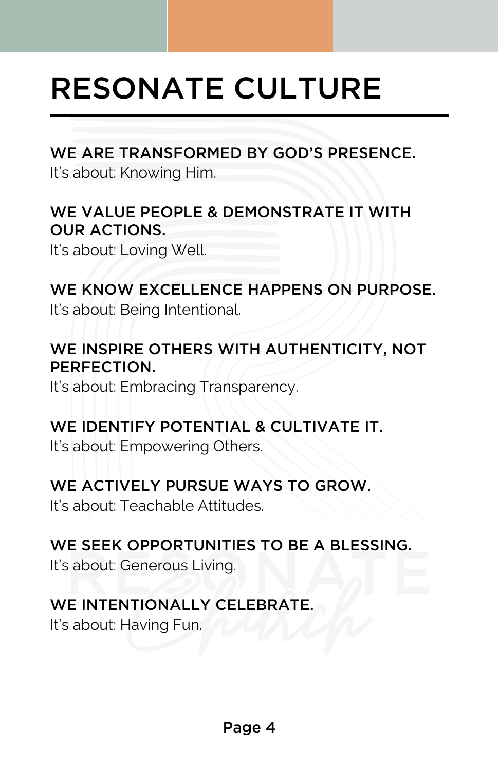# RESONATE CULTURE

**WE ARE TRANSFORMED BY GOD'S PRESENCE.**
It's about: Knowing Him.

**WE VALUE PEOPLE & DEMONSTRATE IT WITH OUR ACTIONS.**
It's about: Loving Well.

**WE KNOW EXCELLENCE HAPPENS ON PURPOSE.**
It's about: Being Intentional.

**WE INSPIRE OTHERS WITH AUTHENTICITY, NOT PERFECTION.**
It's about: Embracing Transparency.

**WE IDENTIFY POTENTIAL & CULTIVATE IT.**
It's about: Empowering Others.

**WE ACTIVELY PURSUE WAYS TO GROW.**
It's about: Teachable Attitudes.

**WE SEEK OPPORTUNITIES TO BE A BLESSING.**
It's about: Generous Living.

**WE INTENTIONALLY CELEBRATE.**
It's about: Having Fun.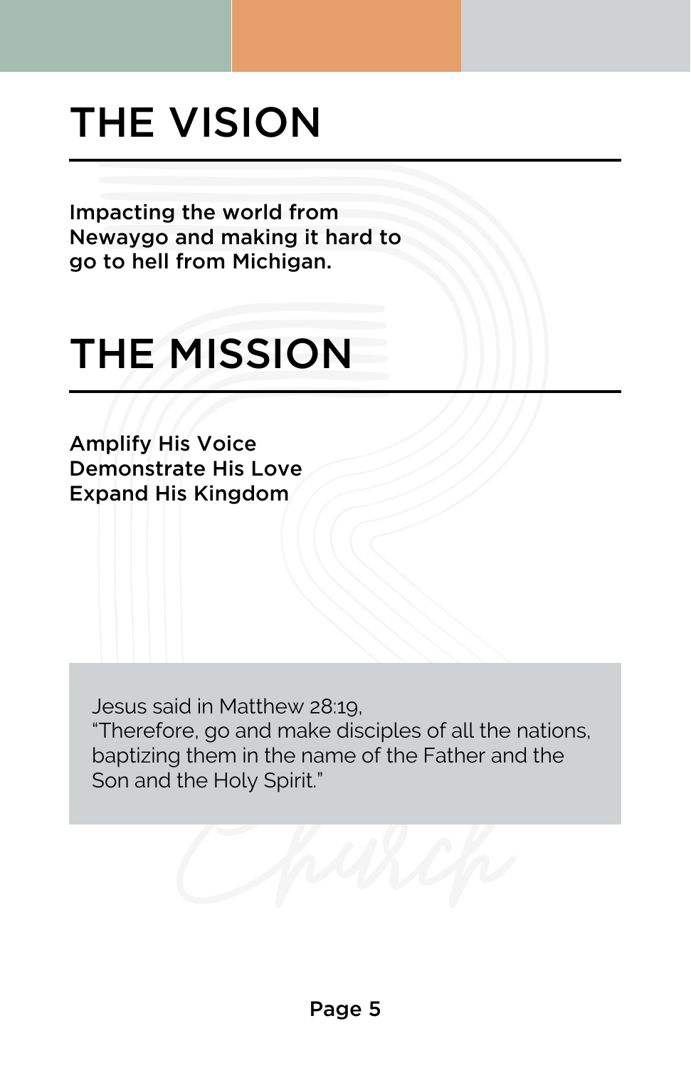# THE VISION

**Impacting the world from Newaygo and making it hard to go to hell from Michigan.**

# THE MISSION

**Amplify His Voice**
**Demonstrate His Love**
**Expand His Kingdom**

Jesus said in Matthew 28:19,
"Therefore, go and make disciples of all the nations, baptizing them in the name of the Father and the Son and the Holy Spirit."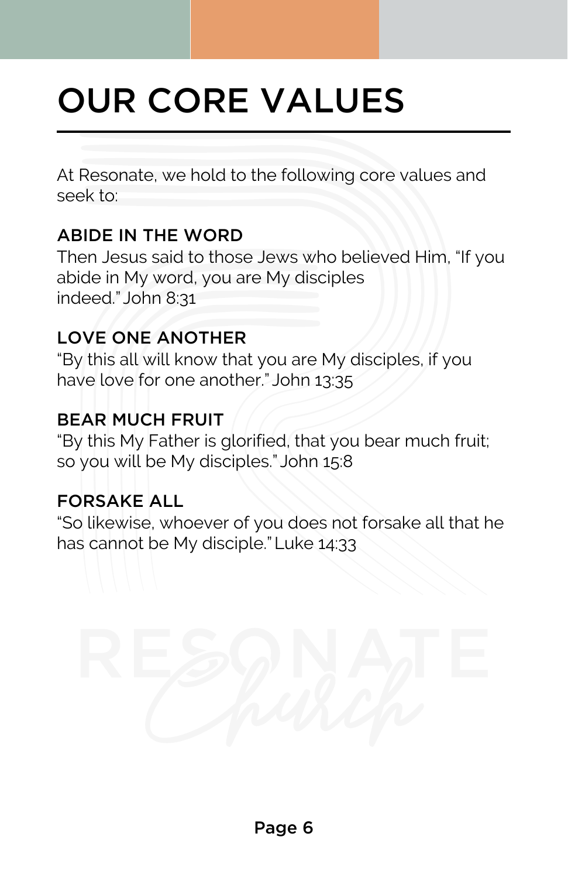# OUR CORE VALUES

At Resonate, we hold to the following core values and seek to:

### ABIDE IN THE WORD

Then Jesus said to those Jews who believed Him, "If you abide in My word, you are My disciples indeed." John 8:31

### LOVE ONE ANOTHER

"By this all will know that you are My disciples, if you have love for one another." John 13:35

### BEAR MUCH FRUIT

"By this My Father is glorified, that you bear much fruit; so you will be My disciples." John 15:8

### FORSAKE ALL

"So likewise, whoever of you does not forsake all that he has cannot be My disciple." Luke 14:33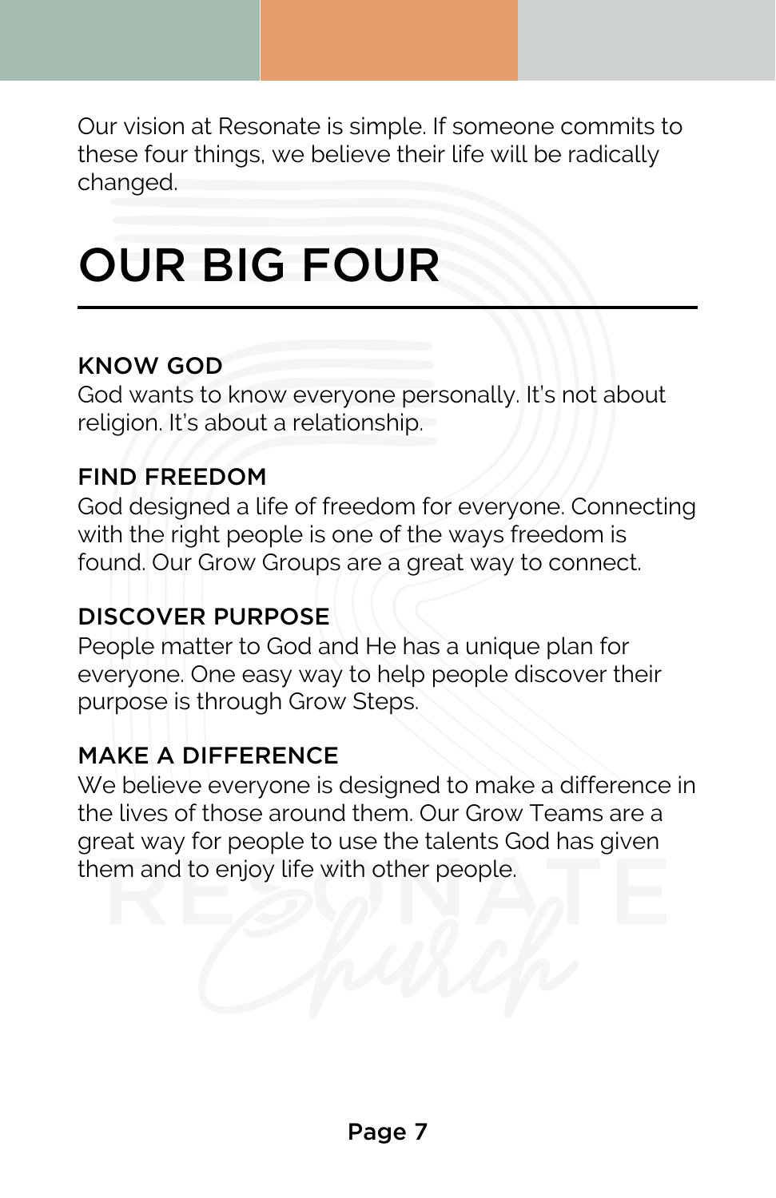Our vision at Resonate is simple. If someone commits to these four things, we believe their life will be radically changed.

# OUR BIG FOUR

### KNOW GOD

God wants to know everyone personally. It's not about religion. It's about a relationship.

### FIND FREEDOM

God designed a life of freedom for everyone. Connecting with the right people is one of the ways freedom is found. Our Grow Groups are a great way to connect.

### DISCOVER PURPOSE

People matter to God and He has a unique plan for everyone. One easy way to help people discover their purpose is through Grow Steps.

### MAKE A DIFFERENCE

We believe everyone is designed to make a difference in the lives of those around them. Our Grow Teams are a great way for people to use the talents God has given them and to enjoy life with other people.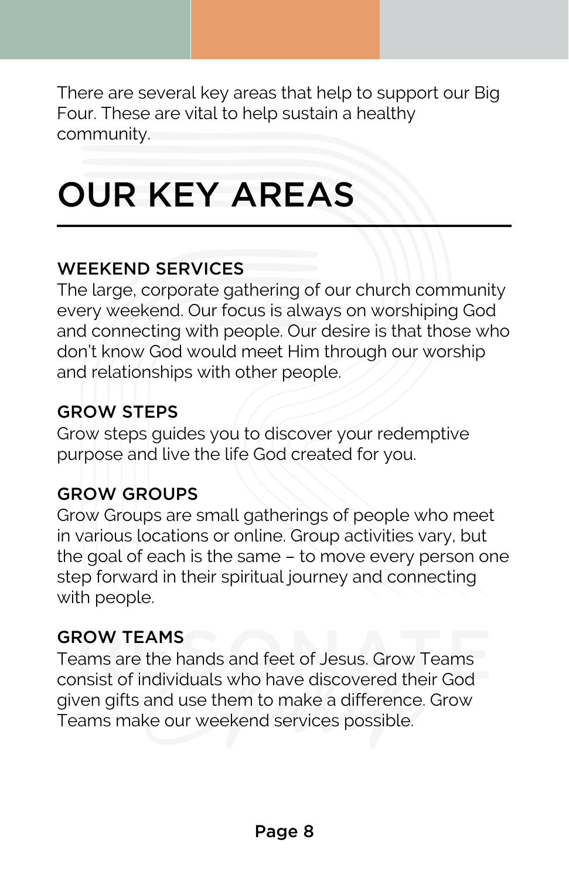There are several key areas that help to support our Big Four. These are vital to help sustain a healthy community.

# OUR KEY AREAS

### WEEKEND SERVICES

The large, corporate gathering of our church community every weekend. Our focus is always on worshiping God and connecting with people. Our desire is that those who don't know God would meet Him through our worship and relationships with other people.

### GROW STEPS

Grow steps guides you to discover your redemptive purpose and live the life God created for you.

### GROW GROUPS

Grow Groups are small gatherings of people who meet in various locations or online. Group activities vary, but the goal of each is the same – to move every person one step forward in their spiritual journey and connecting with people.

### GROW TEAMS

Teams are the hands and feet of Jesus. Grow Teams consist of individuals who have discovered their God given gifts and use them to make a difference. Grow Teams make our weekend services possible.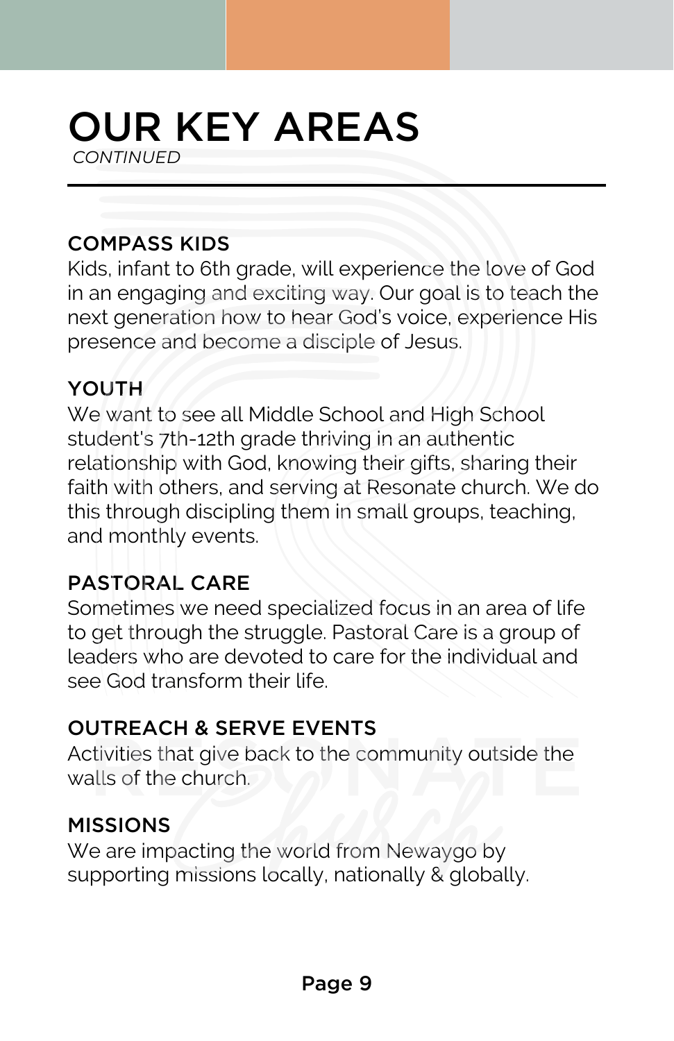# OUR KEY AREAS

*CONTINUED*

### COMPASS KIDS

Kids, infant to 6th grade, will experience the love of God in an engaging and exciting way. Our goal is to teach the next generation how to hear God's voice, experience His presence and become a disciple of Jesus.

### YOUTH

We want to see all Middle School and High School student's 7th-12th grade thriving in an authentic relationship with God, knowing their gifts, sharing their faith with others, and serving at Resonate church. We do this through discipling them in small groups, teaching, and monthly events.

### PASTORAL CARE

Sometimes we need specialized focus in an area of life to get through the struggle. Pastoral Care is a group of leaders who are devoted to care for the individual and see God transform their life.

### OUTREACH & SERVE EVENTS

Activities that give back to the community outside the walls of the church.

### MISSIONS

We are impacting the world from Newaygo by supporting missions locally, nationally & globally.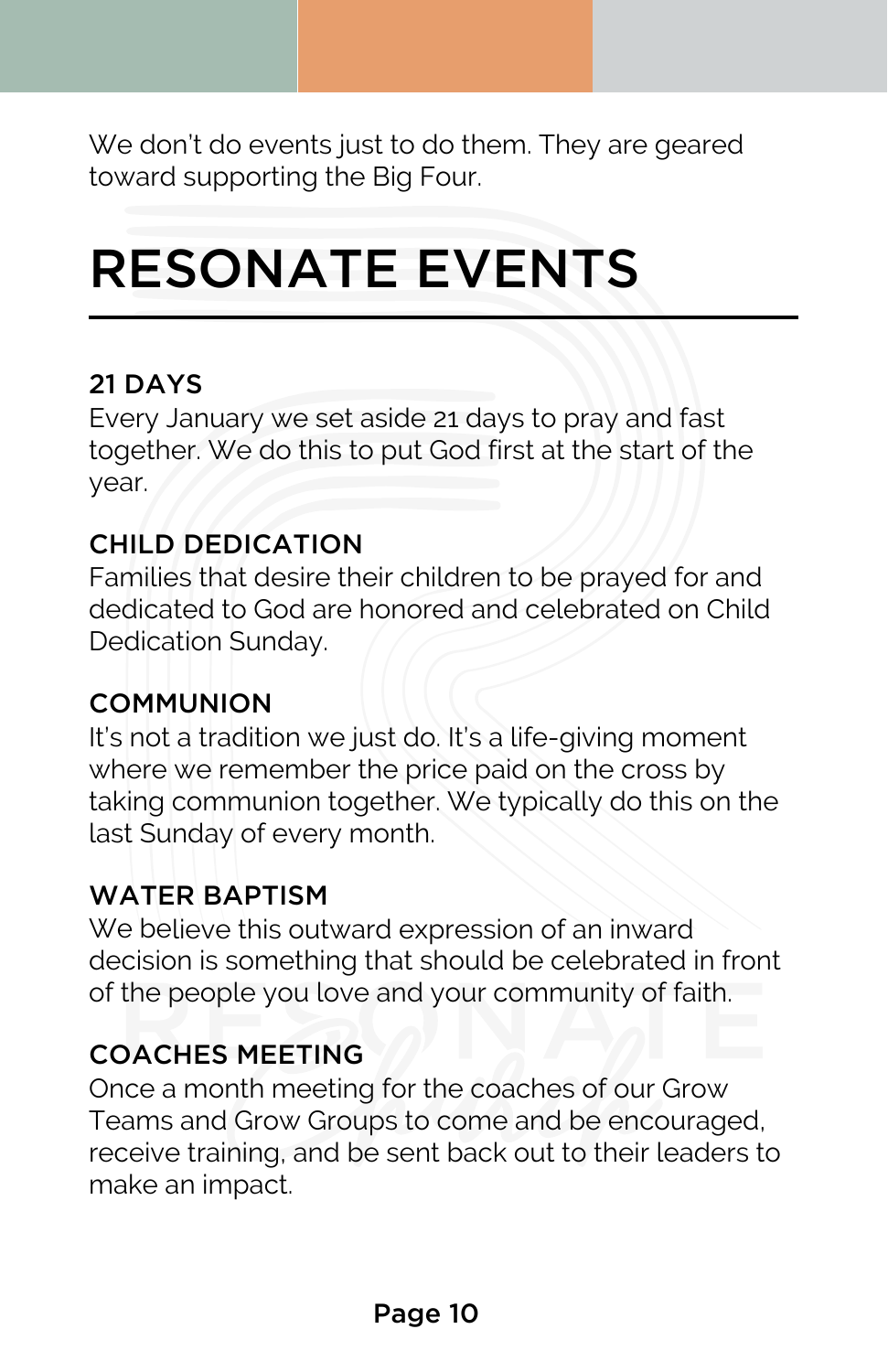We don't do events just to do them. They are geared toward supporting the Big Four.

# RESONATE EVENTS

### 21 DAYS

Every January we set aside 21 days to pray and fast together. We do this to put God first at the start of the year.

### CHILD DEDICATION

Families that desire their children to be prayed for and dedicated to God are honored and celebrated on Child Dedication Sunday.

### COMMUNION

It's not a tradition we just do. It's a life-giving moment where we remember the price paid on the cross by taking communion together. We typically do this on the last Sunday of every month.

### WATER BAPTISM

We believe this outward expression of an inward decision is something that should be celebrated in front of the people you love and your community of faith.

### COACHES MEETING

Once a month meeting for the coaches of our Grow Teams and Grow Groups to come and be encouraged, receive training, and be sent back out to their leaders to make an impact.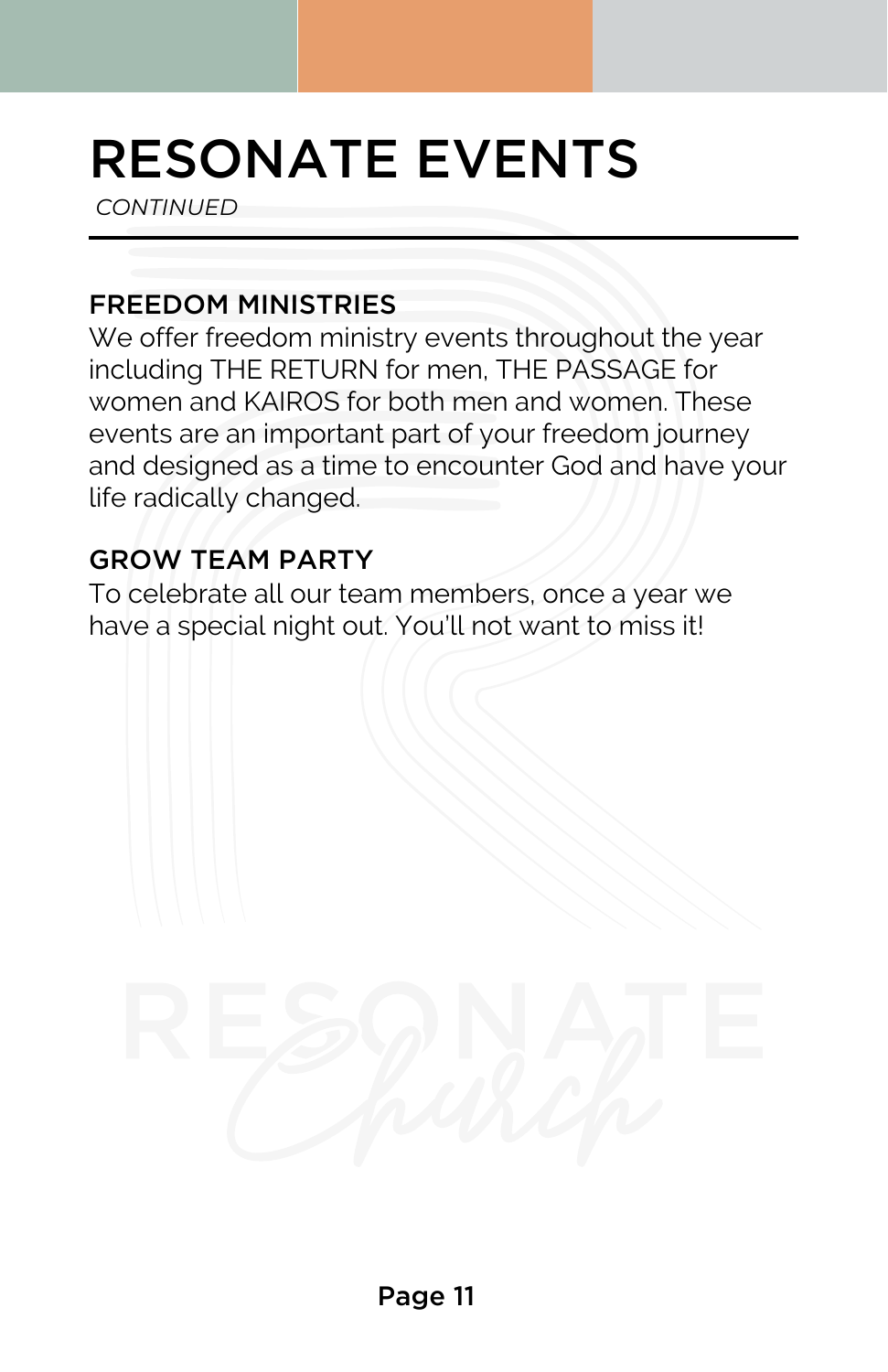# RESONATE EVENTS

*CONTINUED*

## FREEDOM MINISTRIES

We offer freedom ministry events throughout the year including THE RETURN for men, THE PASSAGE for women and KAIROS for both men and women. These events are an important part of your freedom journey and designed as a time to encounter God and have your life radically changed.

## GROW TEAM PARTY

To celebrate all our team members, once a year we have a special night out. You'll not want to miss it!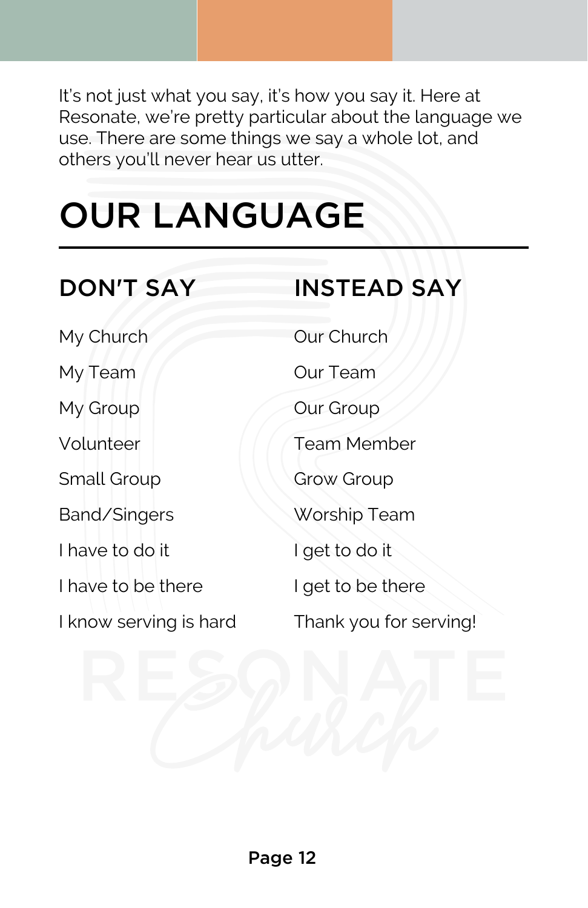It's not just what you say, it's how you say it. Here at Resonate, we're pretty particular about the language we use. There are some things we say a whole lot, and others you'll never hear us utter.

# OUR LANGUAGE

| DON'T SAY | INSTEAD SAY |
| --- | --- |
| My Church | Our Church |
| My Team | Our Team |
| My Group | Our Group |
| Volunteer | Team Member |
| Small Group | Grow Group |
| Band/Singers | Worship Team |
| I have to do it | I get to do it |
| I have to be there | I get to be there |
| I know serving is hard | Thank you for serving! |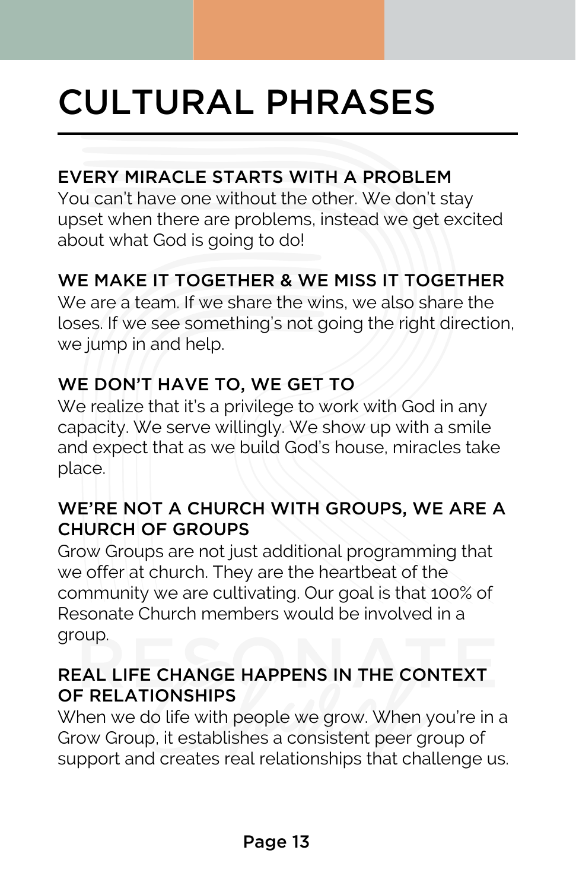# CULTURAL PHRASES

### EVERY MIRACLE STARTS WITH A PROBLEM

You can't have one without the other. We don't stay upset when there are problems, instead we get excited about what God is going to do!

### WE MAKE IT TOGETHER & WE MISS IT TOGETHER

We are a team. If we share the wins, we also share the loses. If we see something's not going the right direction, we jump in and help.

### WE DON'T HAVE TO, WE GET TO

We realize that it's a privilege to work with God in any capacity. We serve willingly. We show up with a smile and expect that as we build God's house, miracles take place.

### WE'RE NOT A CHURCH WITH GROUPS, WE ARE A CHURCH OF GROUPS

Grow Groups are not just additional programming that we offer at church. They are the heartbeat of the community we are cultivating. Our goal is that 100% of Resonate Church members would be involved in a group.

### REAL LIFE CHANGE HAPPENS IN THE CONTEXT OF RELATIONSHIPS

When we do life with people we grow. When you're in a Grow Group, it establishes a consistent peer group of support and creates real relationships that challenge us.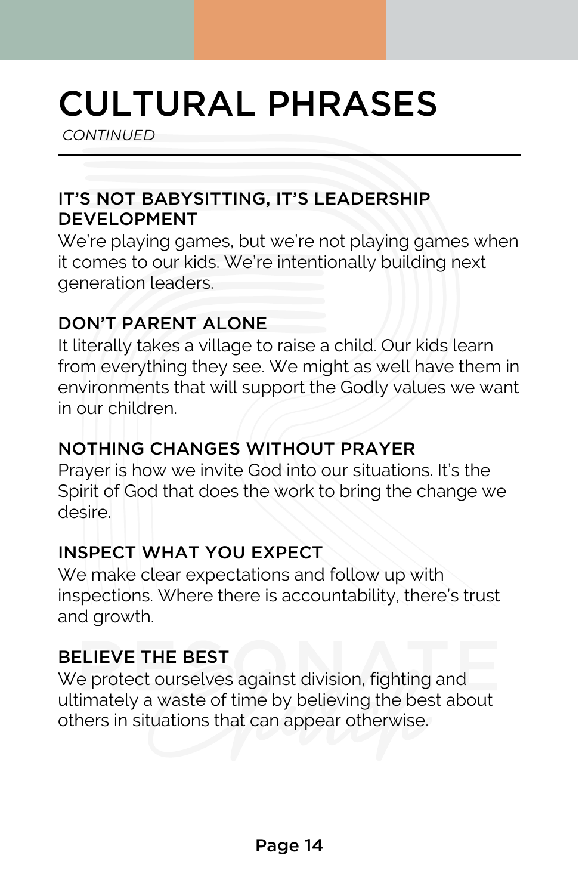# CULTURAL PHRASES

*CONTINUED*

---

### IT'S NOT BABYSITTING, IT'S LEADERSHIP DEVELOPMENT

We're playing games, but we're not playing games when it comes to our kids. We're intentionally building next generation leaders.

### DON'T PARENT ALONE

It literally takes a village to raise a child. Our kids learn from everything they see. We might as well have them in environments that will support the Godly values we want in our children.

### NOTHING CHANGES WITHOUT PRAYER

Prayer is how we invite God into our situations. It's the Spirit of God that does the work to bring the change we desire.

### INSPECT WHAT YOU EXPECT

We make clear expectations and follow up with inspections. Where there is accountability, there's trust and growth.

### BELIEVE THE BEST

We protect ourselves against division, fighting and ultimately a waste of time by believing the best about others in situations that can appear otherwise.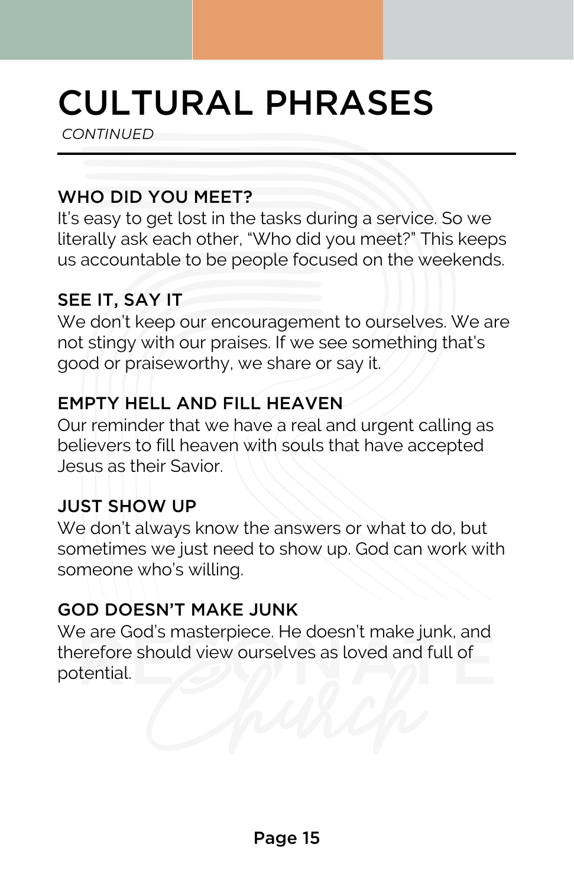# CULTURAL PHRASES

*CONTINUED*

### WHO DID YOU MEET?

It's easy to get lost in the tasks during a service. So we literally ask each other, "Who did you meet?" This keeps us accountable to be people focused on the weekends.

### SEE IT, SAY IT

We don't keep our encouragement to ourselves. We are not stingy with our praises. If we see something that's good or praiseworthy, we share or say it.

### EMPTY HELL AND FILL HEAVEN

Our reminder that we have a real and urgent calling as believers to fill heaven with souls that have accepted Jesus as their Savior.

### JUST SHOW UP

We don't always know the answers or what to do, but sometimes we just need to show up. God can work with someone who's willing.

### GOD DOESN'T MAKE JUNK

We are God's masterpiece. He doesn't make junk, and therefore should view ourselves as loved and full of potential.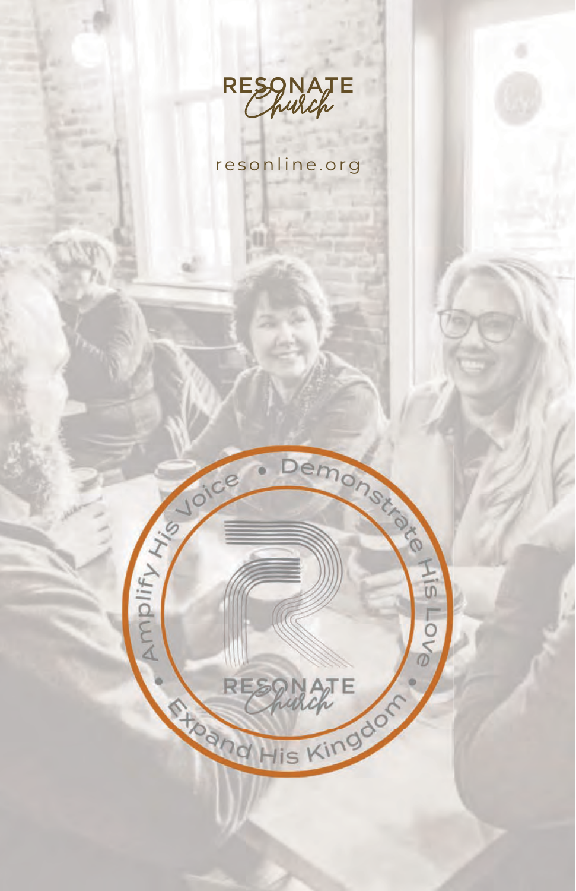RESONATE Church

resonline.org

Amplify His Voice • Demonstrate His Love • Expand His Kingdom •

RESONATE Church